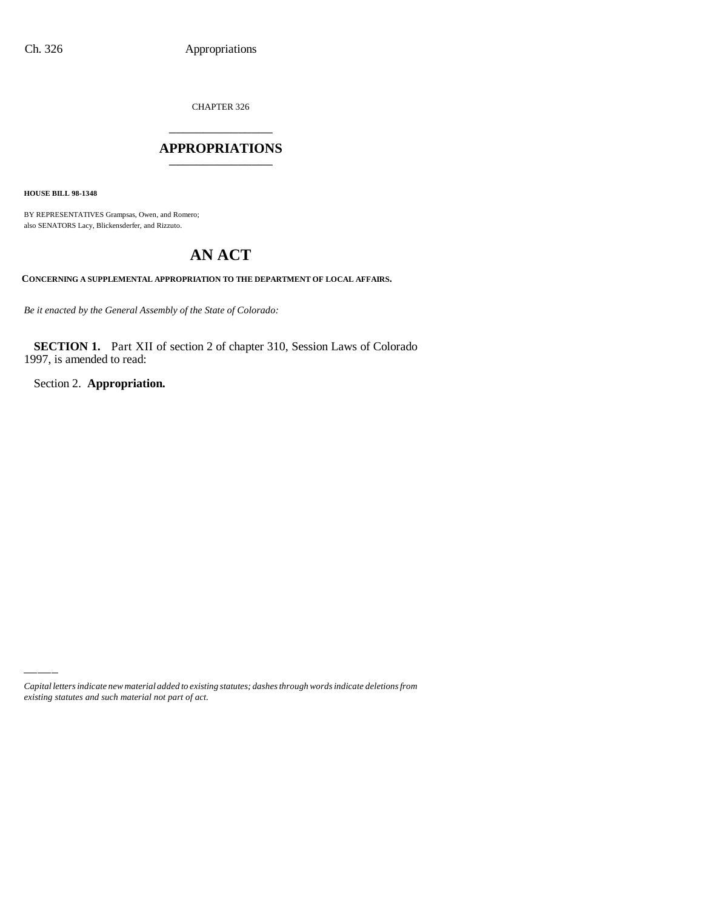CHAPTER 326

# APPROPRIATIONS

**HOUSE BILL 98-1348**

BY REPRESENTATIVES Grampsas, Owen, and Romero;
also SENATORS Lacy, Blickensderfer, and Rizzuto.

# AN ACT

**CONCERNING A SUPPLEMENTAL APPROPRIATION TO THE DEPARTMENT OF LOCAL AFFAIRS.**

*Be it enacted by the General Assembly of the State of Colorado:*

**SECTION 1.** Part XII of section 2 of chapter 310, Session Laws of Colorado 1997, is amended to read:

Section 2. **Appropriation.**

*Capital letters indicate new material added to existing statutes; dashes through words indicate deletions from existing statutes and such material not part of act.*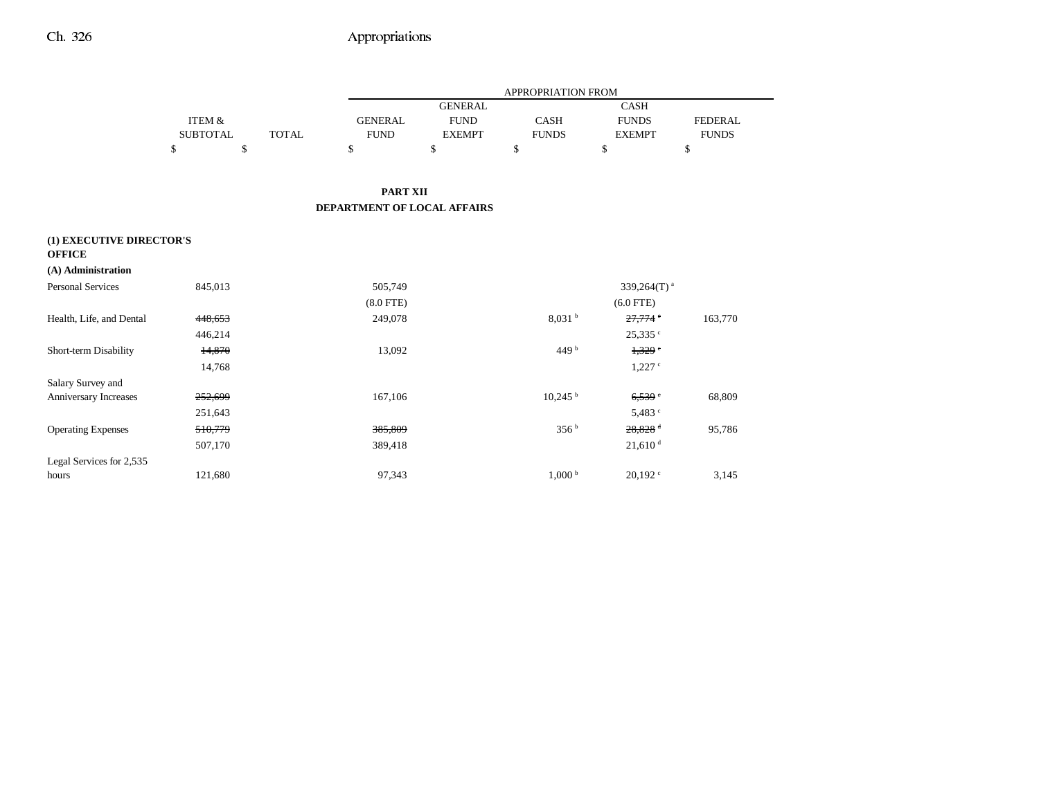| | ITEM & SUBTOTAL | TOTAL | APPROPRIATION FROM | | | | |
|---|---|---|---|---|---|---|---|
| | | | GENERAL FUND | GENERAL FUND EXEMPT | CASH FUNDS | CASH FUNDS EXEMPT | FEDERAL FUNDS |
| | $ | $ | $ | $ | $ | $ | $ |

**PART XII**

**DEPARTMENT OF LOCAL AFFAIRS**

**(1) EXECUTIVE DIRECTOR'S OFFICE**

**(A) Administration**

| | ITEM & SUBTOTAL | TOTAL | GENERAL FUND | GENERAL FUND EXEMPT | CASH FUNDS | CASH FUNDS EXEMPT | FEDERAL FUNDS |
|---|---|---|---|---|---|---|---|
| Personal Services | 845,013 | | 505,749 | | | 339,264(T) [a] | |
| | | | (8.0 FTE) | | | (6.0 FTE) | |
| Health, Life, and Dental | ~~448,653~~ | | 249,078 | | 8,031 [b] | ~~27,774~~ [c] | 163,770 |
| | 446,214 | | | | | 25,335 [c] | |
| Short-term Disability | ~~14,870~~ | | 13,092 | | 449 [b] | ~~1,329~~ [c] | |
| | 14,768 | | | | | 1,227 [c] | |
| Salary Survey and Anniversary Increases | ~~252,699~~ | | 167,106 | | 10,245 [b] | ~~6,539~~ [c] | 68,809 |
| | 251,643 | | | | | 5,483 [c] | |
| Operating Expenses | ~~510,779~~ | | ~~385,809~~ | | 356 [b] | ~~28,828~~ [d] | 95,786 |
| | 507,170 | | 389,418 | | | 21,610 [d] | |
| Legal Services for 2,535 hours | 121,680 | | 97,343 | | 1,000 [b] | 20,192 [c] | 3,145 |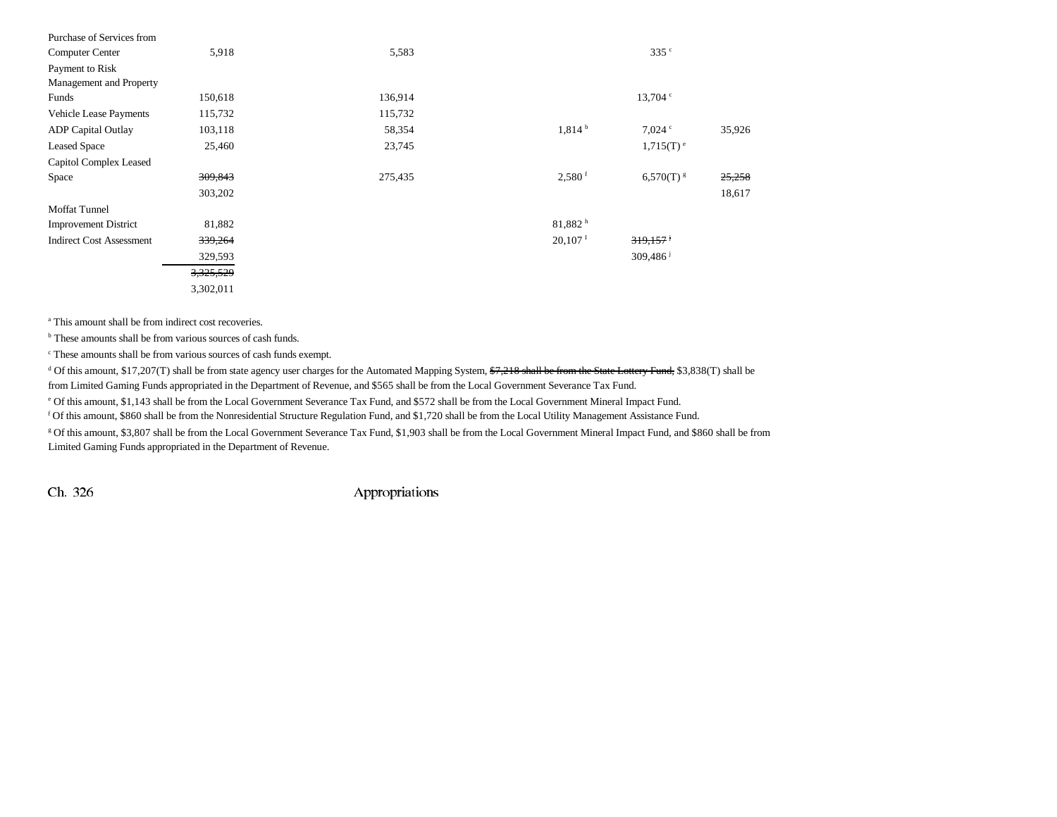| | | | | | |
|---|---|---|---|---|---|
| Purchase of Services from Computer Center | 5,918 | 5,583 | | 335 [c] | |
| Payment to Risk Management and Property Funds | 150,618 | 136,914 | | 13,704 [c] | |
| Vehicle Lease Payments | 115,732 | 115,732 | | | |
| ADP Capital Outlay | 103,118 | 58,354 | 1,814 [b] | 7,024 [c] | 35,926 |
| Leased Space | 25,460 | 23,745 | | 1,715(T) [e] | |
| Capitol Complex Leased Space | ~~309,843~~ 303,202 | 275,435 | 2,580 [f] | 6,570(T) [g] | ~~25,258~~ 18,617 |
| Moffat Tunnel Improvement District | 81,882 | | 81,882 [h] | | |
| Indirect Cost Assessment | ~~339,264~~ 329,593 | | 20,107 [i] | ~~319,157~~ [j] 309,486 [j] | |
| | ~~3,325,529~~ 3,302,011 | | | | |

[a] This amount shall be from indirect cost recoveries.

[b] These amounts shall be from various sources of cash funds.

[c] These amounts shall be from various sources of cash funds exempt.

[d] Of this amount, $17,207(T) shall be from state agency user charges for the Automated Mapping System, ~~$7,218 shall be from the State Lottery Fund,~~ $3,838(T) shall be from Limited Gaming Funds appropriated in the Department of Revenue, and $565 shall be from the Local Government Severance Tax Fund.

[e] Of this amount, $1,143 shall be from the Local Government Severance Tax Fund, and $572 shall be from the Local Government Mineral Impact Fund.

[f] Of this amount, $860 shall be from the Nonresidential Structure Regulation Fund, and $1,720 shall be from the Local Utility Management Assistance Fund.

[g] Of this amount, $3,807 shall be from the Local Government Severance Tax Fund, $1,903 shall be from the Local Government Mineral Impact Fund, and $860 shall be from Limited Gaming Funds appropriated in the Department of Revenue.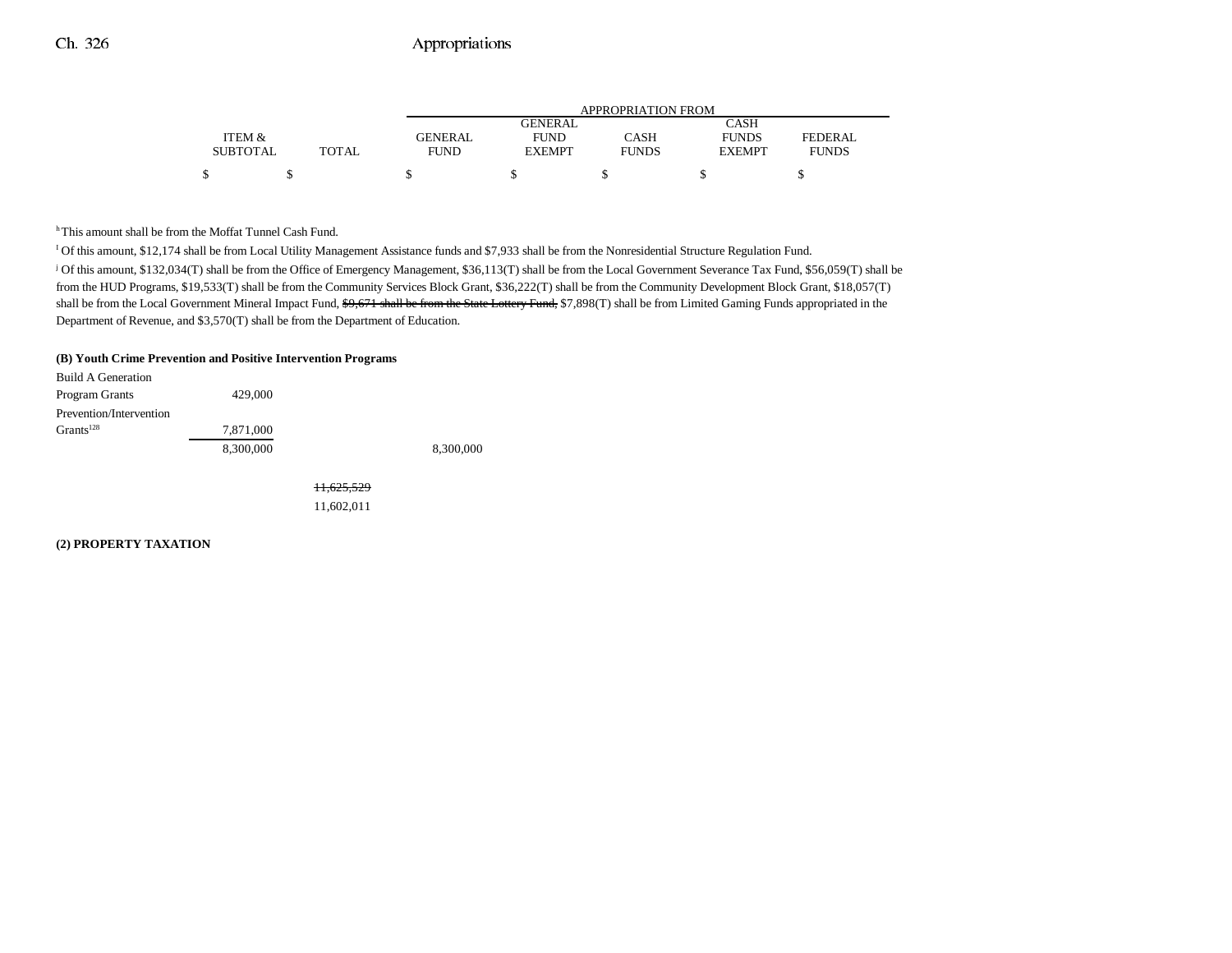| | ITEM & SUBTOTAL | TOTAL | APPROPRIATION FROM GENERAL FUND | GENERAL FUND EXEMPT | CASH FUNDS | CASH FUNDS EXEMPT | FEDERAL FUNDS |
|---|---|---|---|---|---|---|---|
| | $ | $ | $ | $ | $ | $ | $ |

[h] This amount shall be from the Moffat Tunnel Cash Fund.

[i] Of this amount, $12,174 shall be from Local Utility Management Assistance funds and $7,933 shall be from the Nonresidential Structure Regulation Fund.

[j] Of this amount, $132,034(T) shall be from the Office of Emergency Management, $36,113(T) shall be from the Local Government Severance Tax Fund, $56,059(T) shall be from the HUD Programs, $19,533(T) shall be from the Community Services Block Grant, $36,222(T) shall be from the Community Development Block Grant, $18,057(T) shall be from the Local Government Mineral Impact Fund, ~~$9,671 shall be from the State Lottery Fund,~~ $7,898(T) shall be from Limited Gaming Funds appropriated in the Department of Revenue, and $3,570(T) shall be from the Department of Education.

**(B) Youth Crime Prevention and Positive Intervention Programs**

| | ITEM & SUBTOTAL | TOTAL | GENERAL FUND | GENERAL FUND EXEMPT | CASH FUNDS | CASH FUNDS EXEMPT | FEDERAL FUNDS |
|---|---|---|---|---|---|---|---|
| Build A Generation Program Grants | 429,000 | | | | | | |
| Prevention/Intervention Grants[128] | 7,871,000 | | | | | | |
| | 8,300,000 | | 8,300,000 | | | | |
| | | ~~11,625,529~~ | | | | | |
| | | 11,602,011 | | | | | |

**(2) PROPERTY TAXATION**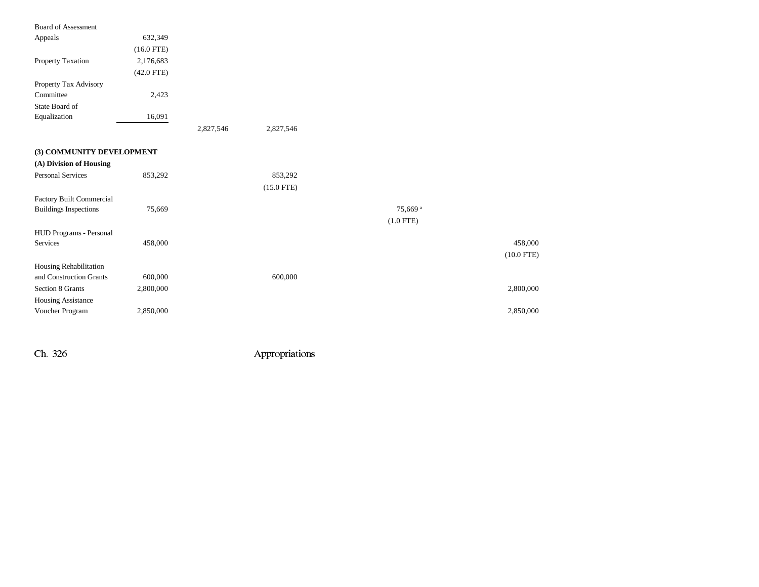| | | | | | | |
|---|---|---|---|---|---|---|
| Board of Assessment Appeals | 632,349<br>(16.0 FTE) | | | | | |
| Property Taxation | 2,176,683<br>(42.0 FTE) | | | | | |
| Property Tax Advisory Committee | 2,423 | | | | | |
| State Board of Equalization | 16,091 | | | | | |
| | | 2,827,546 | 2,827,546 | | | |
| **(3) COMMUNITY DEVELOPMENT** | | | | | | |
| **(A) Division of Housing** | | | | | | |
| Personal Services | 853,292 | | 853,292<br>(15.0 FTE) | | | |
| Factory Built Commercial Buildings Inspections | 75,669 | | | | 75,669 [a]<br>(1.0 FTE) | |
| HUD Programs - Personal Services | 458,000 | | | | | 458,000<br>(10.0 FTE) |
| Housing Rehabilitation and Construction Grants | 600,000 | | 600,000 | | | |
| Section 8 Grants | 2,800,000 | | | | | 2,800,000 |
| Housing Assistance Voucher Program | 2,850,000 | | | | | 2,850,000 |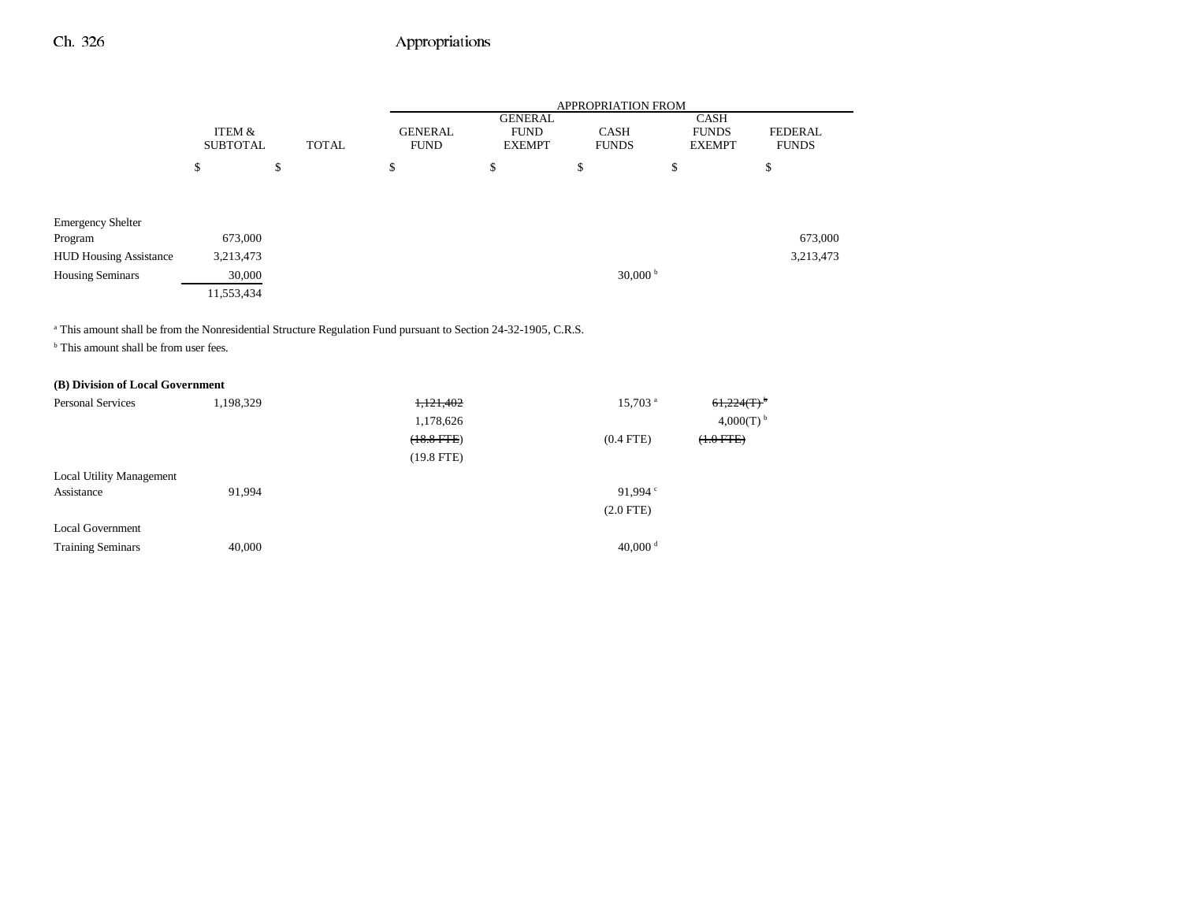| | ITEM & SUBTOTAL | TOTAL | APPROPRIATION FROM GENERAL FUND | GENERAL FUND EXEMPT | CASH FUNDS | CASH FUNDS EXEMPT | FEDERAL FUNDS |
|---|---|---|---|---|---|---|---|
| | $ | $ | $ | $ | $ | $ | $ |
| Emergency Shelter Program | 673,000 | | | | | | 673,000 |
| HUD Housing Assistance | 3,213,473 | | | | | | 3,213,473 |
| Housing Seminars | 30,000 | | | | 30,000 [b] | | |
| | 11,553,434 | | | | | | |

[a] This amount shall be from the Nonresidential Structure Regulation Fund pursuant to Section 24-32-1905, C.R.S.

[b] This amount shall be from user fees.

**(B) Division of Local Government**

| | ITEM & SUBTOTAL | TOTAL | GENERAL FUND | GENERAL FUND EXEMPT | CASH FUNDS | CASH FUNDS EXEMPT | FEDERAL FUNDS |
|---|---|---|---|---|---|---|---|
| Personal Services | 1,198,329 | | ~~1,121,402~~ | | 15,703 [a] | ~~61,224(T)~~ [b] | |
| | | | 1,178,626 | | | 4,000(T) [b] | |
| | | | ~~(18.8 FTE)~~ | | (0.4 FTE) | ~~(1.0 FTE)~~ | |
| | | | (19.8 FTE) | | | | |
| Local Utility Management Assistance | 91,994 | | | | 91,994 [c] | | |
| | | | | | (2.0 FTE) | | |
| Local Government Training Seminars | 40,000 | | | | 40,000 [d] | | |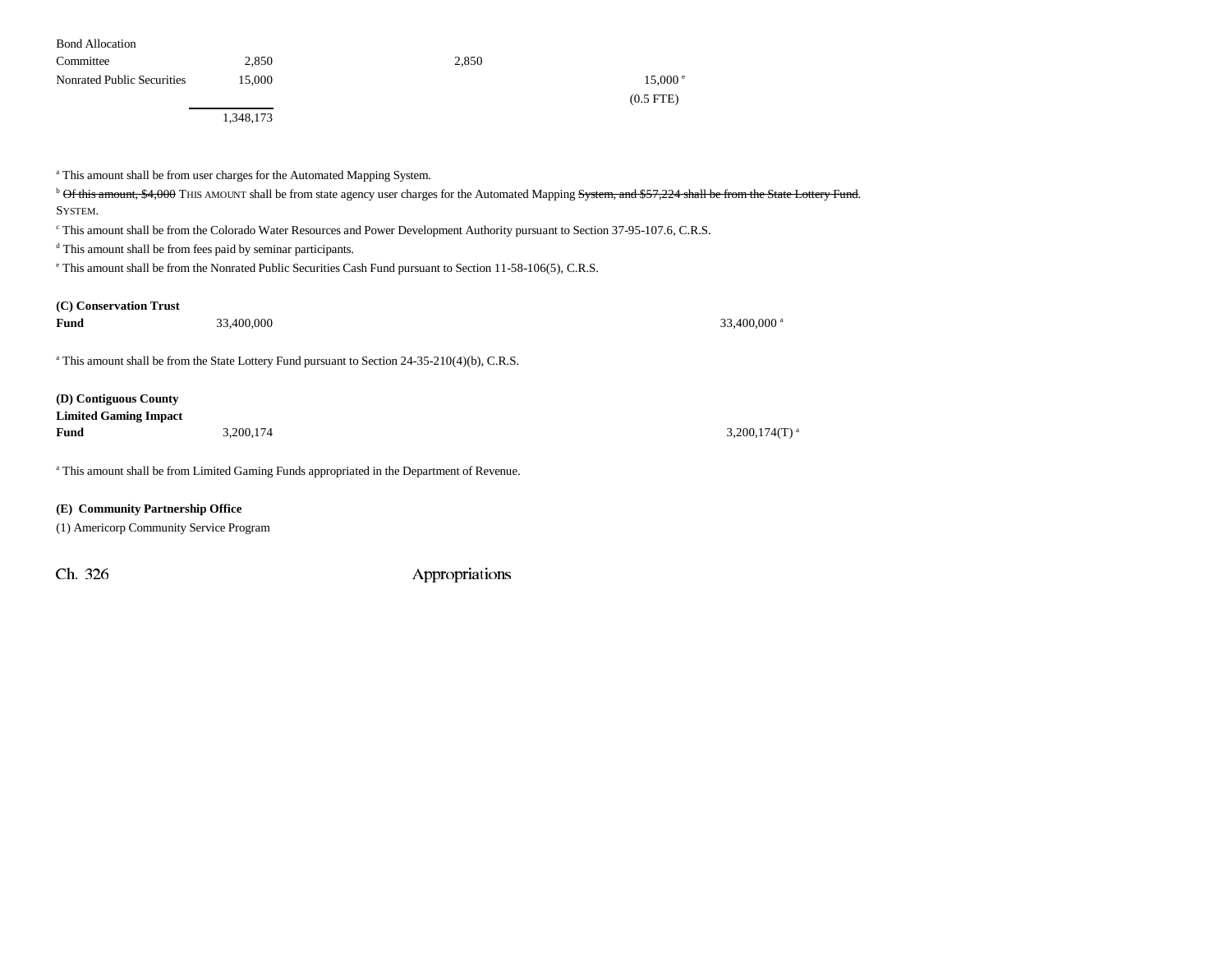| | | | | |
|---|---|---|---|---|
| Bond Allocation Committee | 2,850 | 2,850 | | |
| Nonrated Public Securities | 15,000 | | 15,000[e] | |
| | | | (0.5 FTE) | |
| | 1,348,173 | | | |

[a] This amount shall be from user charges for the Automated Mapping System.

[b] ~~Of this amount, $4,000~~ THIS AMOUNT shall be from state agency user charges for the Automated Mapping ~~System, and $57,224 shall be from the State Lottery Fund~~. SYSTEM.

[c] This amount shall be from the Colorado Water Resources and Power Development Authority pursuant to Section 37-95-107.6, C.R.S.

[d] This amount shall be from fees paid by seminar participants.

[e] This amount shall be from the Nonrated Public Securities Cash Fund pursuant to Section 11-58-106(5), C.R.S.

| | | | | |
|---|---|---|---|---|
| **(C) Conservation Trust Fund** | 33,400,000 | | | 33,400,000[a] |

[a] This amount shall be from the State Lottery Fund pursuant to Section 24-35-210(4)(b), C.R.S.

| | | | | |
|---|---|---|---|---|
| **(D) Contiguous County Limited Gaming Impact Fund** | 3,200,174 | | | 3,200,174(T)[a] |

[a] This amount shall be from Limited Gaming Funds appropriated in the Department of Revenue.

**(E) Community Partnership Office**

(1) Americorp Community Service Program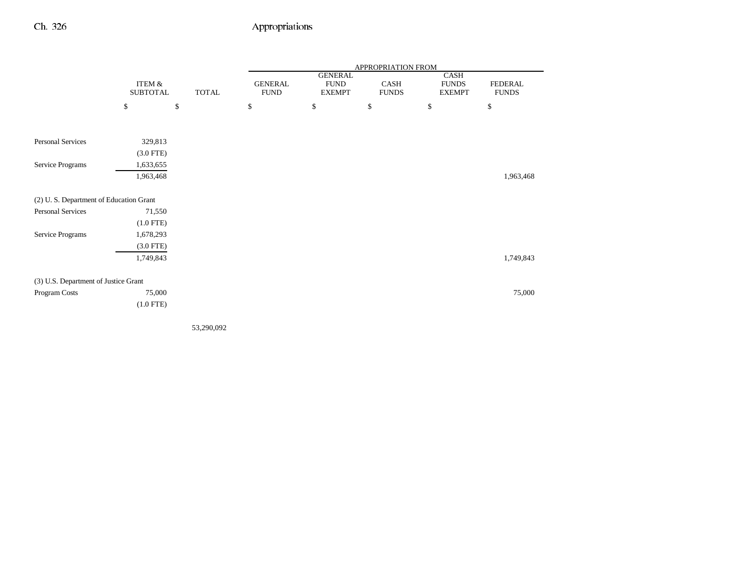| | ITEM & SUBTOTAL | TOTAL | GENERAL FUND | GENERAL FUND EXEMPT | CASH FUNDS | CASH FUNDS EXEMPT | FEDERAL FUNDS |
|---|---|---|---|---|---|---|---|
| | | | APPROPRIATION FROM | | | | |
| | $ | $ | $ | $ | $ | $ | $ |
| Personal Services | 329,813 | | | | | | |
| | (3.0 FTE) | | | | | | |
| Service Programs | 1,633,655 | | | | | | |
| | 1,963,468 | | | | | | 1,963,468 |
| (2) U. S. Department of Education Grant | | | | | | | |
| Personal Services | 71,550 | | | | | | |
| | (1.0 FTE) | | | | | | |
| Service Programs | 1,678,293 | | | | | | |
| | (3.0 FTE) | | | | | | |
| | 1,749,843 | | | | | | 1,749,843 |
| (3) U.S. Department of Justice Grant | | | | | | | |
| Program Costs | 75,000 | | | | | | 75,000 |
| | (1.0 FTE) | | | | | | |
| | | 53,290,092 | | | | | |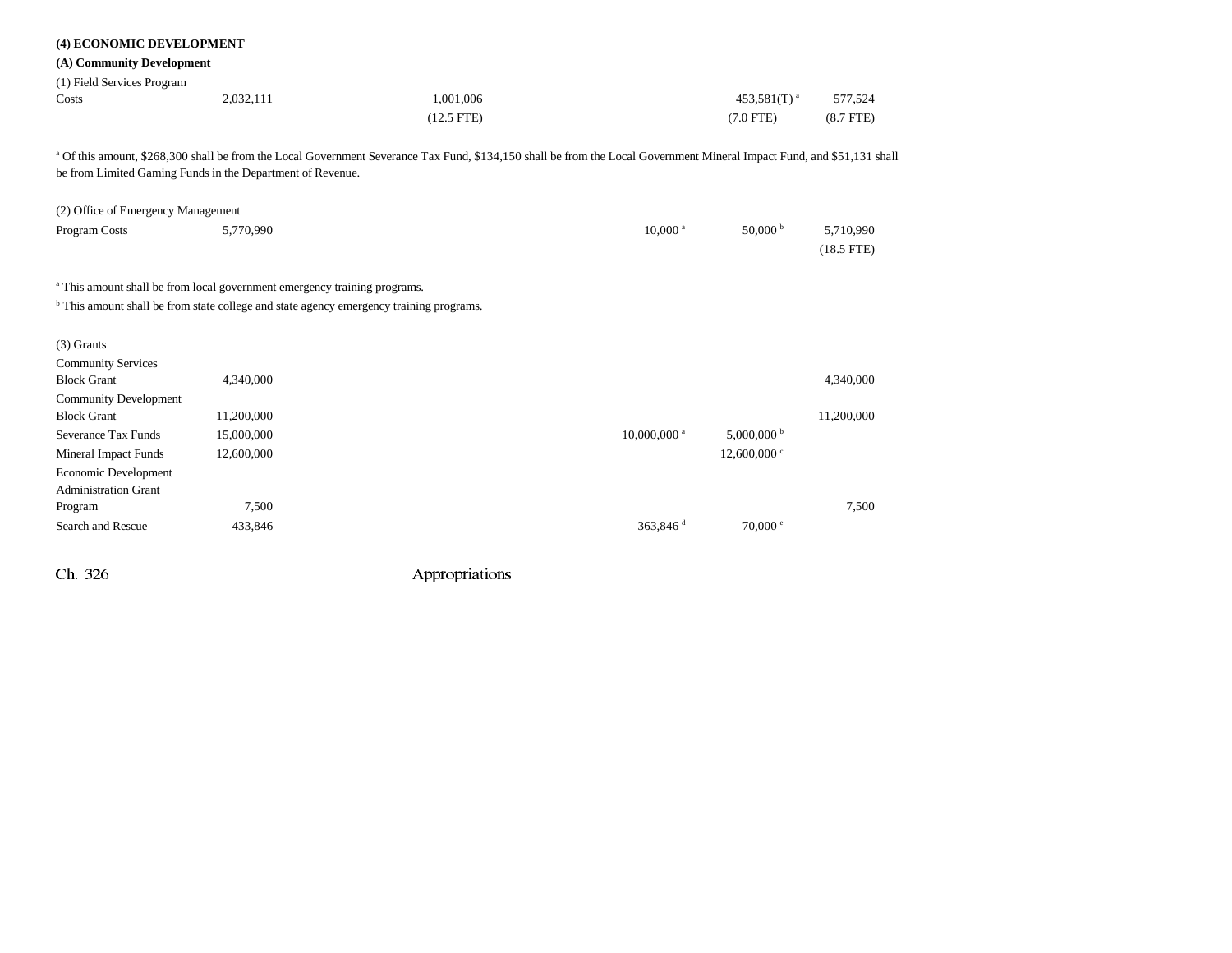**(4) ECONOMIC DEVELOPMENT**

**(A) Community Development**

| | | | | | |
|---|---|---|---|---|---|
| (1) Field Services Program | | | | | |
| Costs | 2,032,111 | 1,001,006 | | 453,581(T) [a] | 577,524 |
| | | (12.5 FTE) | | (7.0 FTE) | (8.7 FTE) |

[a] Of this amount, $268,300 shall be from the Local Government Severance Tax Fund, $134,150 shall be from the Local Government Mineral Impact Fund, and $51,131 shall be from Limited Gaming Funds in the Department of Revenue.

| | | | | | |
|---|---|---|---|---|---|
| (2) Office of Emergency Management | | | | | |
| Program Costs | 5,770,990 | | 10,000 [a] | 50,000 [b] | 5,710,990 |
| | | | | | (18.5 FTE) |

[a] This amount shall be from local government emergency training programs.

[b] This amount shall be from state college and state agency emergency training programs.

| | | | | | |
|---|---|---|---|---|---|
| (3) Grants | | | | | |
| Community Services Block Grant | 4,340,000 | | | | 4,340,000 |
| Community Development Block Grant | 11,200,000 | | | | 11,200,000 |
| Severance Tax Funds | 15,000,000 | | 10,000,000 [a] | 5,000,000 [b] | |
| Mineral Impact Funds | 12,600,000 | | | 12,600,000 [c] | |
| Economic Development Administration Grant Program | 7,500 | | | | 7,500 |
| Search and Rescue | 433,846 | | 363,846 [d] | 70,000 [e] | |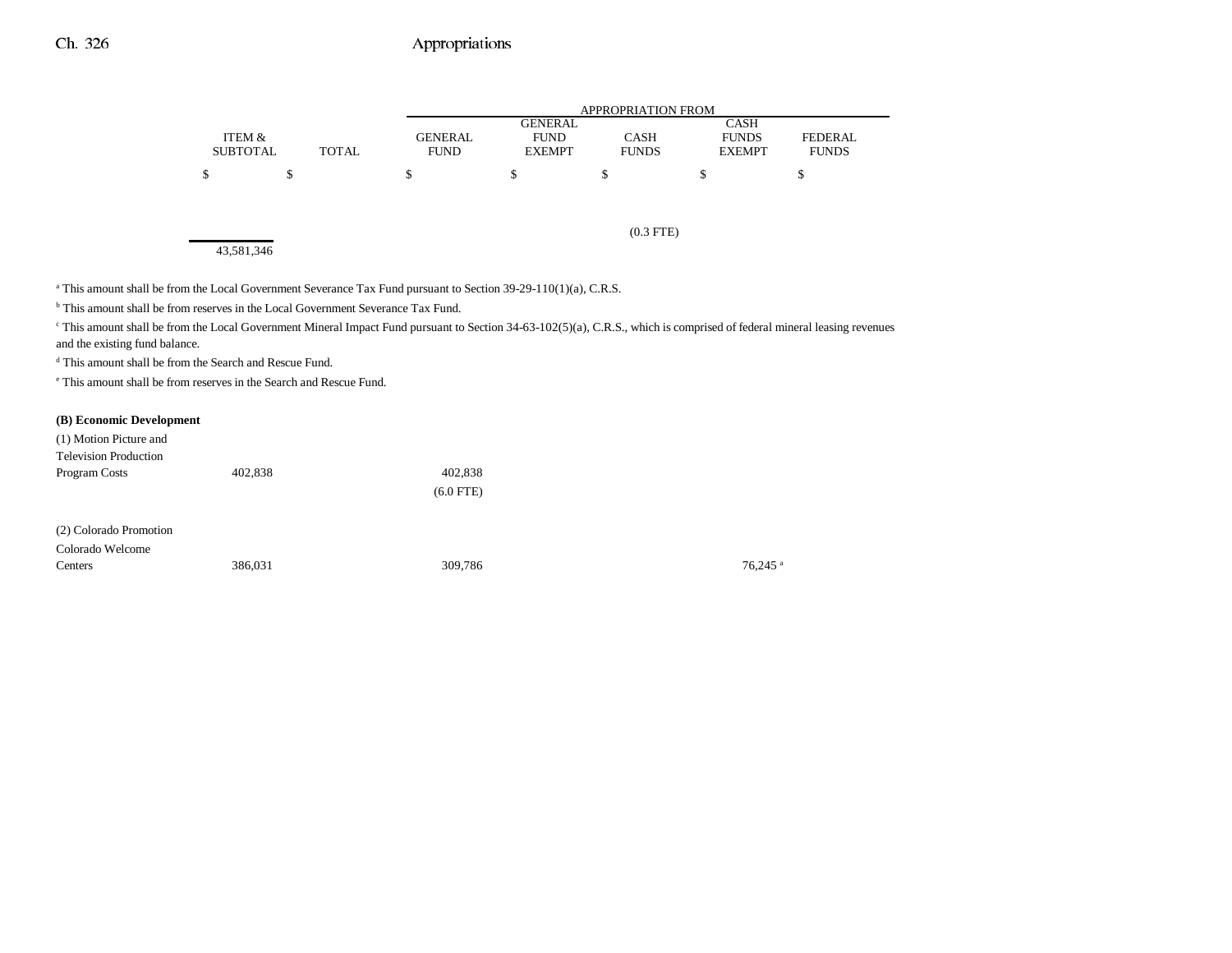| | ITEM & SUBTOTAL | TOTAL | GENERAL FUND | GENERAL FUND EXEMPT | CASH FUNDS | CASH FUNDS EXEMPT | FEDERAL FUNDS |
|---|---|---|---|---|---|---|---|
| | | | APPROPRIATION FROM | | | | |
| | $ | $ | $ | $ | $ | $ | $ |
| | | | | | (0.3 FTE) | | |
| | 43,581,346 | | | | | | |

[a] This amount shall be from the Local Government Severance Tax Fund pursuant to Section 39-29-110(1)(a), C.R.S.

[b] This amount shall be from reserves in the Local Government Severance Tax Fund.

[c] This amount shall be from the Local Government Mineral Impact Fund pursuant to Section 34-63-102(5)(a), C.R.S., which is comprised of federal mineral leasing revenues and the existing fund balance.

[d] This amount shall be from the Search and Rescue Fund.

[e] This amount shall be from reserves in the Search and Rescue Fund.

**(B) Economic Development**

| | ITEM & SUBTOTAL | TOTAL | GENERAL FUND | GENERAL FUND EXEMPT | CASH FUNDS | CASH FUNDS EXEMPT | FEDERAL FUNDS |
|---|---|---|---|---|---|---|---|
| (1) Motion Picture and Television Production Program Costs | 402,838 | | 402,838 | | | | |
| | | | (6.0 FTE) | | | | |
| (2) Colorado Promotion | | | | | | | |
| Colorado Welcome Centers | 386,031 | | 309,786 | | | 76,245[a] | |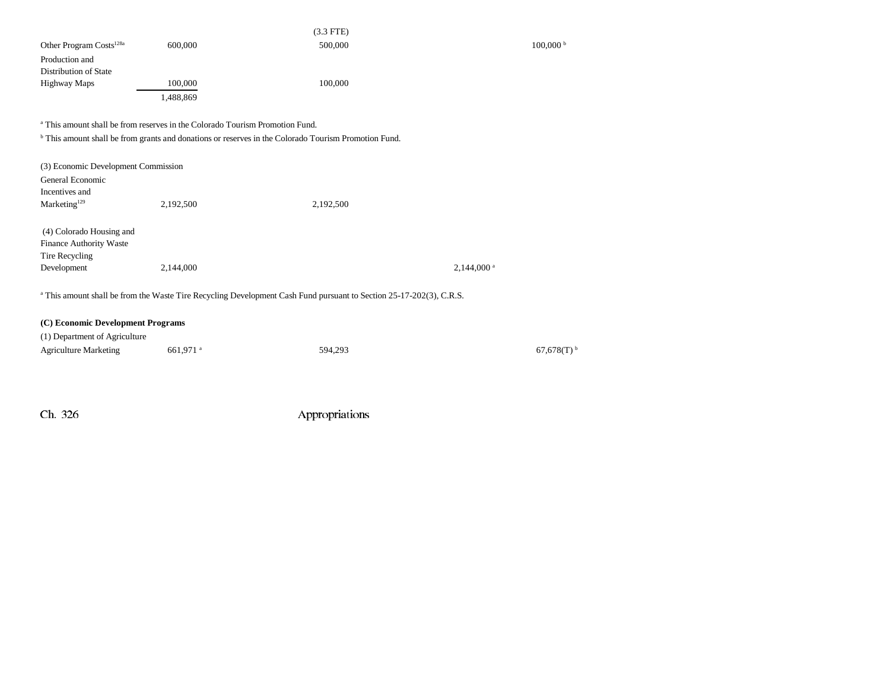| | | | | | |
|---|---|---|---|---|---|
| | | (3.3 FTE) | | | |
| Other Program Costs[128a] | 600,000 | 500,000 | | 100,000 [b] | |
| Production and Distribution of State Highway Maps | 100,000 | 100,000 | | | |
| | 1,488,869 | | | | |

[a] This amount shall be from reserves in the Colorado Tourism Promotion Fund.

[b] This amount shall be from grants and donations or reserves in the Colorado Tourism Promotion Fund.

| | | | | | |
|---|---|---|---|---|---|
| (3) Economic Development Commission | | | | | |
| General Economic Incentives and Marketing[129] | 2,192,500 | 2,192,500 | | | |
| (4) Colorado Housing and Finance Authority Waste Tire Recycling Development | 2,144,000 | | 2,144,000 [a] | | |

[a] This amount shall be from the Waste Tire Recycling Development Cash Fund pursuant to Section 25-17-202(3), C.R.S.

**(C) Economic Development Programs**

| | | | | | |
|---|---|---|---|---|---|
| (1) Department of Agriculture | | | | | |
| Agriculture Marketing | 661,971 [a] | 594,293 | | 67,678(T) [b] | |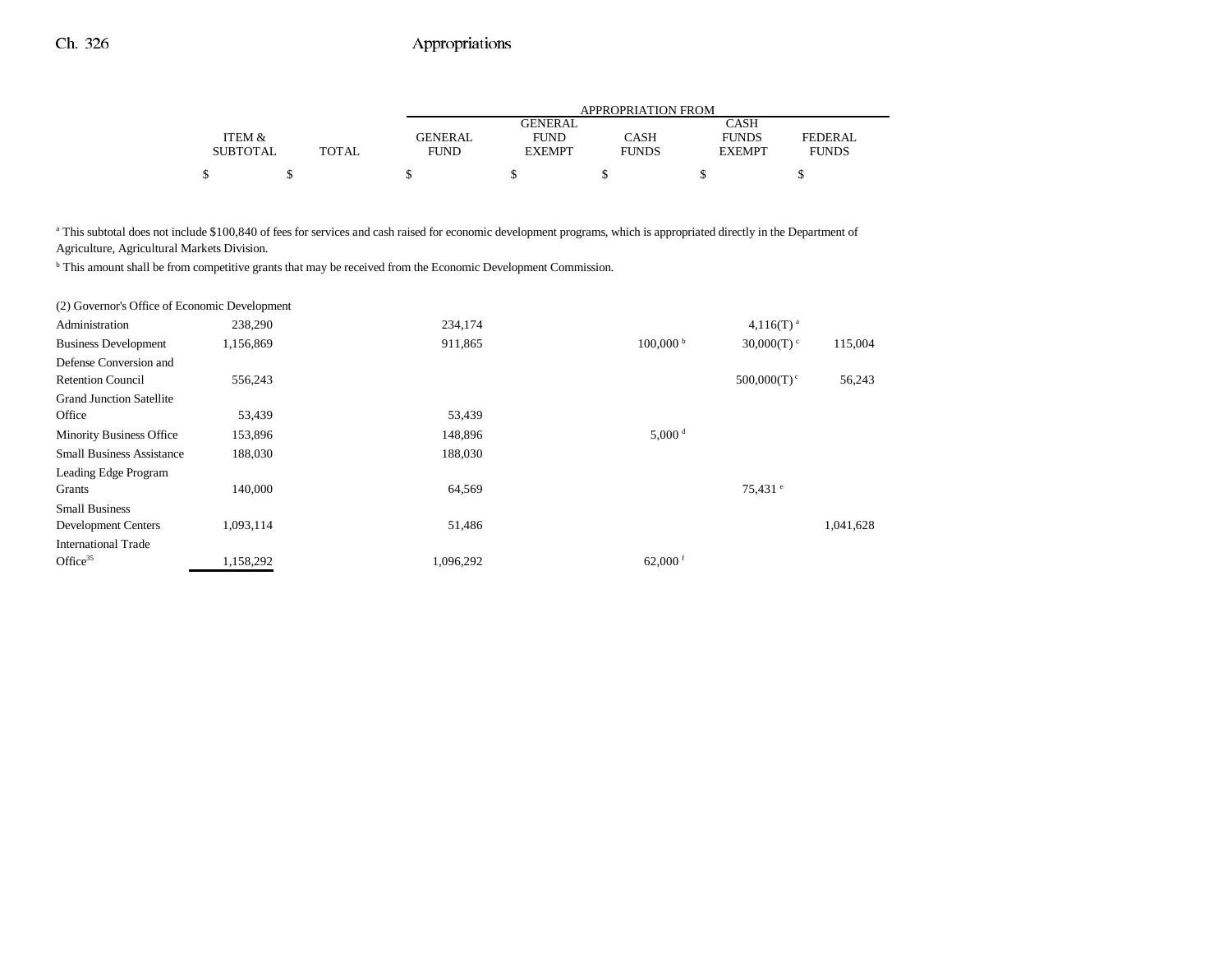| | ITEM & SUBTOTAL | TOTAL | GENERAL FUND | GENERAL FUND EXEMPT | CASH FUNDS | CASH FUNDS EXEMPT | FEDERAL FUNDS |
|---|---|---|---|---|---|---|---|
| | $ | $ | $ | $ | $ | $ | $ |

[a] This subtotal does not include $100,840 of fees for services and cash raised for economic development programs, which is appropriated directly in the Department of Agriculture, Agricultural Markets Division.

[b] This amount shall be from competitive grants that may be received from the Economic Development Commission.

| | ITEM & SUBTOTAL | TOTAL | GENERAL FUND | GENERAL FUND EXEMPT | CASH FUNDS | CASH FUNDS EXEMPT | FEDERAL FUNDS |
|---|---|---|---|---|---|---|---|
| (2) Governor's Office of Economic Development | | | | | | | |
| Administration | 238,290 | | 234,174 | | | 4,116(T) [a] | |
| Business Development | 1,156,869 | | 911,865 | | 100,000 [b] | 30,000(T) [c] | 115,004 |
| Defense Conversion and Retention Council | 556,243 | | | | | 500,000(T) [c] | 56,243 |
| Grand Junction Satellite Office | 53,439 | | 53,439 | | | | |
| Minority Business Office | 153,896 | | 148,896 | | 5,000 [d] | | |
| Small Business Assistance | 188,030 | | 188,030 | | | | |
| Leading Edge Program Grants | 140,000 | | 64,569 | | | 75,431 [e] | |
| Small Business Development Centers | 1,093,114 | | 51,486 | | | | 1,041,628 |
| International Trade Office[35] | 1,158,292 | | 1,096,292 | | 62,000 [f] | | |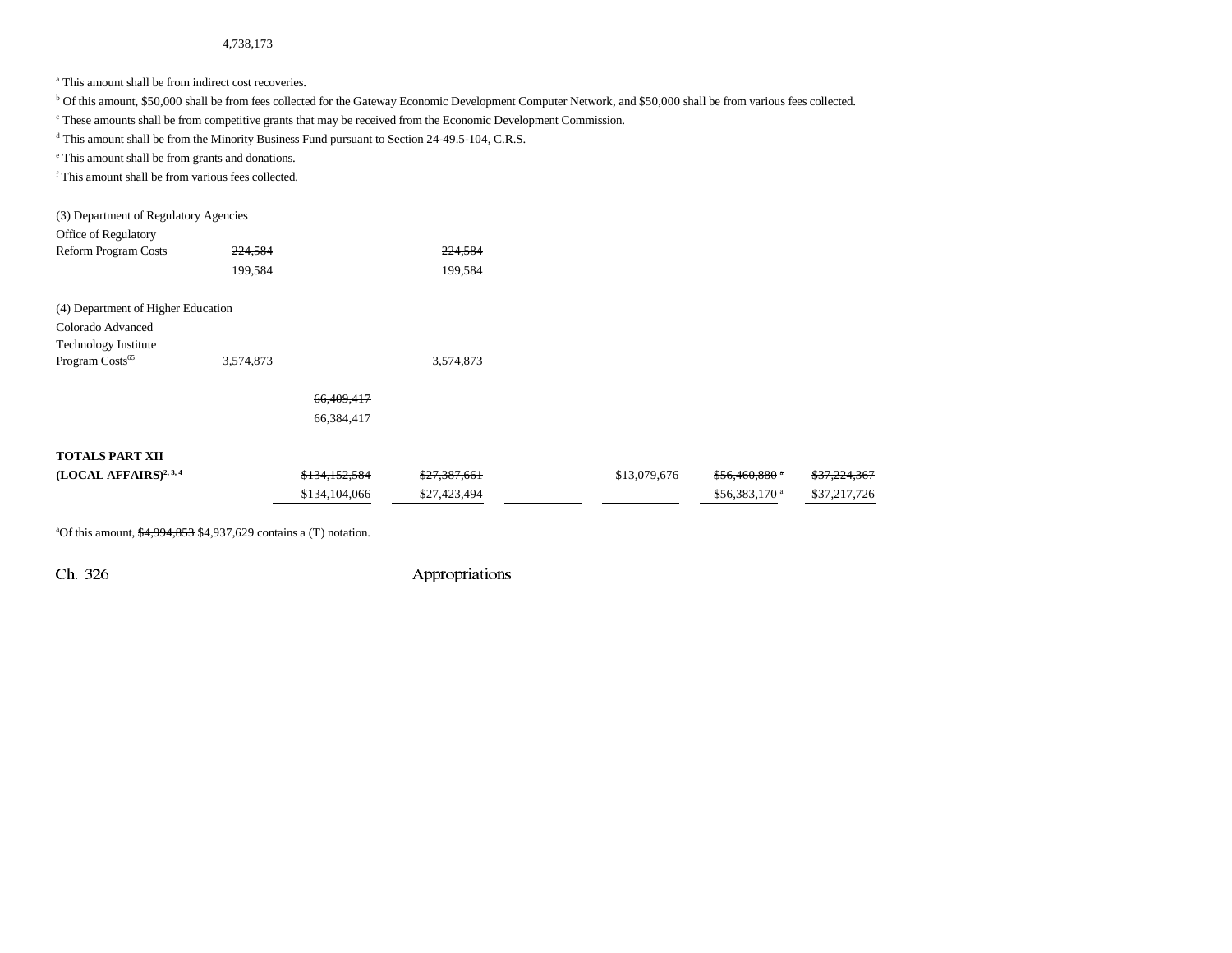4,738,173

[a] This amount shall be from indirect cost recoveries.

[b] Of this amount, $50,000 shall be from fees collected for the Gateway Economic Development Computer Network, and $50,000 shall be from various fees collected.

[c] These amounts shall be from competitive grants that may be received from the Economic Development Commission.

[d] This amount shall be from the Minority Business Fund pursuant to Section 24-49.5-104, C.R.S.

[e] This amount shall be from grants and donations.

[f] This amount shall be from various fees collected.

| | | | | | | | |
|---|---|---|---|---|---|---|---|
| (3) Department of Regulatory Agencies | | | | | | | |
| Office of Regulatory Reform Program Costs | ~~224,584~~ 199,584 | | ~~224,584~~ 199,584 | | | | |
| (4) Department of Higher Education | | | | | | | |
| Colorado Advanced Technology Institute Program Costs[65] | 3,574,873 | | 3,574,873 | | | | |
| | | ~~66,409,417~~ 66,384,417 | | | | | |
| **TOTALS PART XII (LOCAL AFFAIRS)[2, 3, 4]** | | ~~$134,152,584~~ $134,104,066 | ~~$27,387,661~~ $27,423,494 | | $13,079,676 | ~~$56,460,880~~[a] $56,383,170[a] | ~~$37,224,367~~ $37,217,726 |

[a]Of this amount, ~~$4,994,853~~ $4,937,629 contains a (T) notation.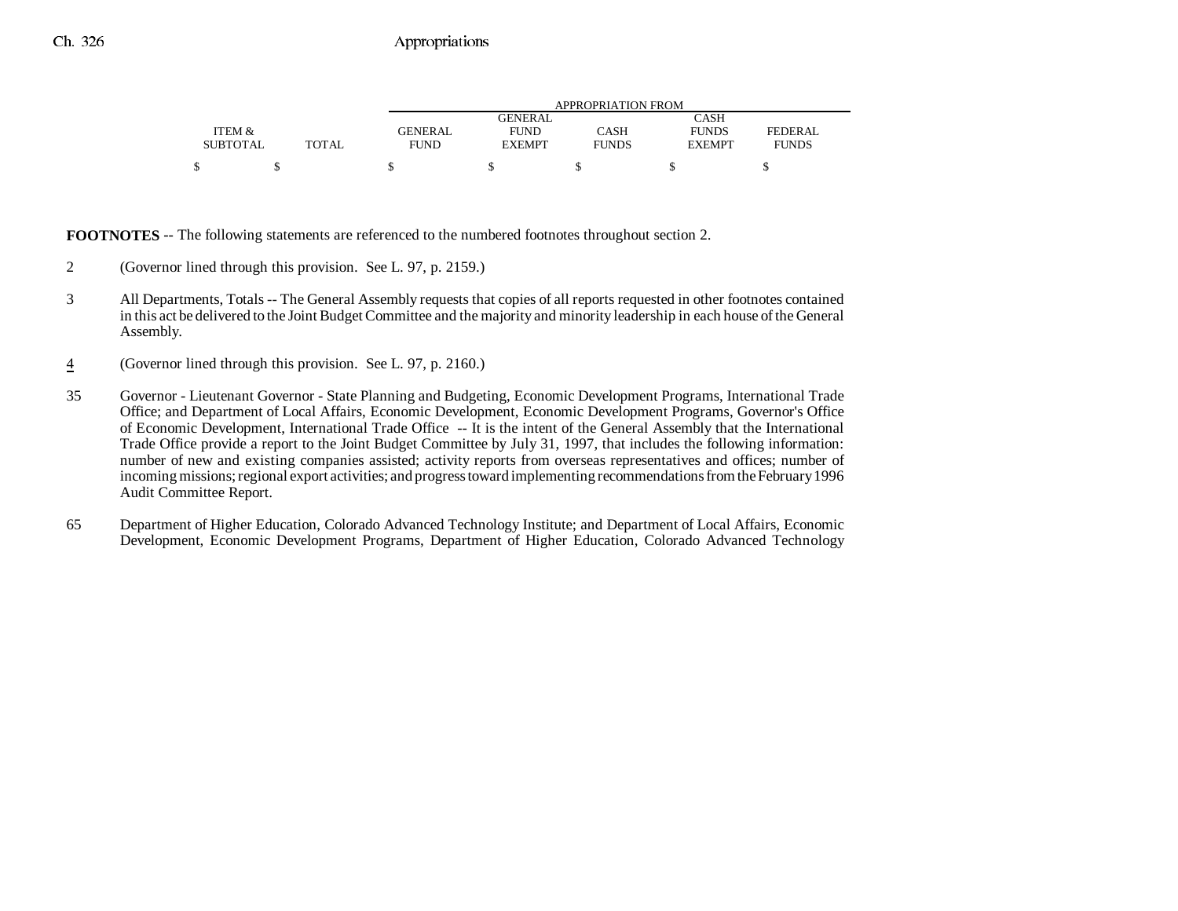| ITEM & SUBTOTAL | TOTAL | APPROPRIATION FROM GENERAL FUND | GENERAL FUND EXEMPT | CASH FUNDS | CASH FUNDS EXEMPT | FEDERAL FUNDS |
|---|---|---|---|---|---|---|
| $ | $ | $ | $ | $ | $ | $ |

**FOOTNOTES** -- The following statements are referenced to the numbered footnotes throughout section 2.

2 (Governor lined through this provision. See L. 97, p. 2159.)

3 All Departments, Totals -- The General Assembly requests that copies of all reports requested in other footnotes contained in this act be delivered to the Joint Budget Committee and the majority and minority leadership in each house of the General Assembly.

4 (Governor lined through this provision. See L. 97, p. 2160.)

35 Governor - Lieutenant Governor - State Planning and Budgeting, Economic Development Programs, International Trade Office; and Department of Local Affairs, Economic Development, Economic Development Programs, Governor's Office of Economic Development, International Trade Office -- It is the intent of the General Assembly that the International Trade Office provide a report to the Joint Budget Committee by July 31, 1997, that includes the following information: number of new and existing companies assisted; activity reports from overseas representatives and offices; number of incoming missions; regional export activities; and progress toward implementing recommendations from the February 1996 Audit Committee Report.

65 Department of Higher Education, Colorado Advanced Technology Institute; and Department of Local Affairs, Economic Development, Economic Development Programs, Department of Higher Education, Colorado Advanced Technology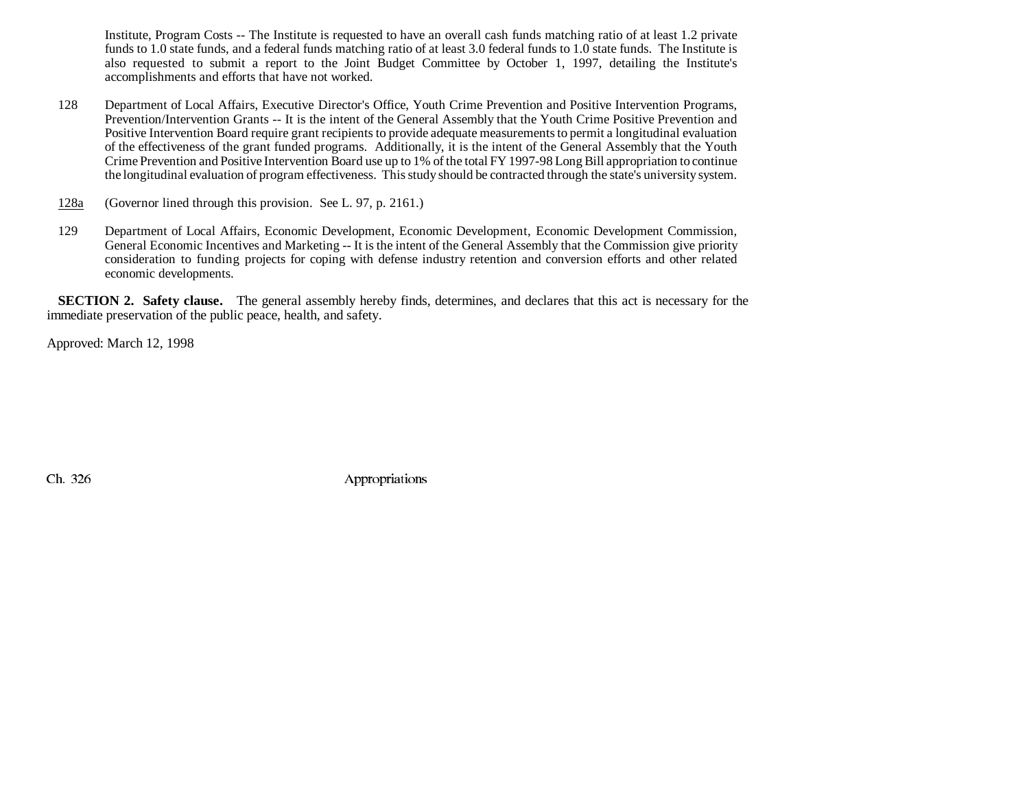Institute, Program Costs -- The Institute is requested to have an overall cash funds matching ratio of at least 1.2 private funds to 1.0 state funds, and a federal funds matching ratio of at least 3.0 federal funds to 1.0 state funds. The Institute is also requested to submit a report to the Joint Budget Committee by October 1, 1997, detailing the Institute's accomplishments and efforts that have not worked.

128 Department of Local Affairs, Executive Director's Office, Youth Crime Prevention and Positive Intervention Programs, Prevention/Intervention Grants -- It is the intent of the General Assembly that the Youth Crime Positive Prevention and Positive Intervention Board require grant recipients to provide adequate measurements to permit a longitudinal evaluation of the effectiveness of the grant funded programs. Additionally, it is the intent of the General Assembly that the Youth Crime Prevention and Positive Intervention Board use up to 1% of the total FY 1997-98 Long Bill appropriation to continue the longitudinal evaluation of program effectiveness. This study should be contracted through the state's university system.

128a (Governor lined through this provision. See L. 97, p. 2161.)

129 Department of Local Affairs, Economic Development, Economic Development, Economic Development Commission, General Economic Incentives and Marketing -- It is the intent of the General Assembly that the Commission give priority consideration to funding projects for coping with defense industry retention and conversion efforts and other related economic developments.

**SECTION 2. Safety clause.** The general assembly hereby finds, determines, and declares that this act is necessary for the immediate preservation of the public peace, health, and safety.

Approved: March 12, 1998